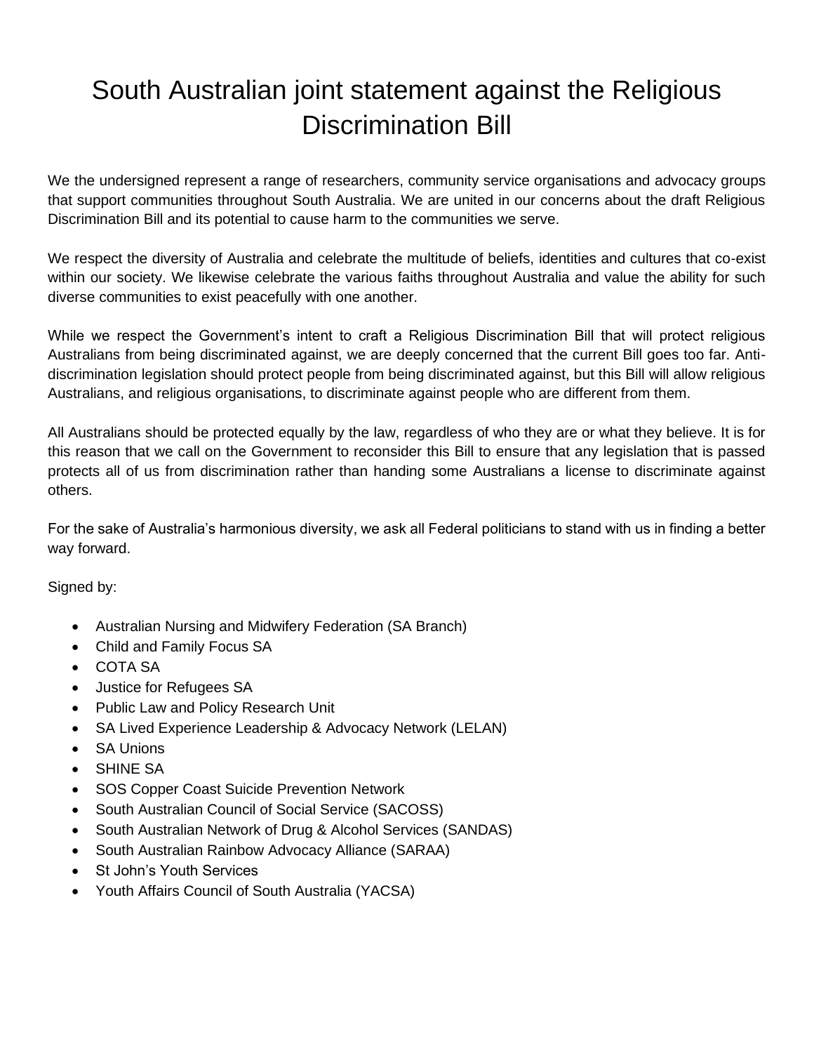# South Australian joint statement against the Religious Discrimination Bill

We the undersigned represent a range of researchers, community service organisations and advocacy groups that support communities throughout South Australia. We are united in our concerns about the draft Religious Discrimination Bill and its potential to cause harm to the communities we serve.

We respect the diversity of Australia and celebrate the multitude of beliefs, identities and cultures that co-exist within our society. We likewise celebrate the various faiths throughout Australia and value the ability for such diverse communities to exist peacefully with one another.

While we respect the Government's intent to craft a Religious Discrimination Bill that will protect religious Australians from being discriminated against, we are deeply concerned that the current Bill goes too far. Anti-discrimination legislation should protect people from being discriminated against, but this Bill will allow religious Australians, and religious organisations, to discriminate against people who are different from them.

All Australians should be protected equally by the law, regardless of who they are or what they believe. It is for this reason that we call on the Government to reconsider this Bill to ensure that any legislation that is passed protects all of us from discrimination rather than handing some Australians a license to discriminate against others.

For the sake of Australia's harmonious diversity, we ask all Federal politicians to stand with us in finding a better way forward.

Signed by:

- Australian Nursing and Midwifery Federation (SA Branch)
- Child and Family Focus SA
- COTA SA
- Justice for Refugees SA
- Public Law and Policy Research Unit
- SA Lived Experience Leadership & Advocacy Network (LELAN)
- SA Unions
- SHINE SA
- SOS Copper Coast Suicide Prevention Network
- South Australian Council of Social Service (SACOSS)
- South Australian Network of Drug & Alcohol Services (SANDAS)
- South Australian Rainbow Advocacy Alliance (SARAA)
- St John's Youth Services
- Youth Affairs Council of South Australia (YACSA)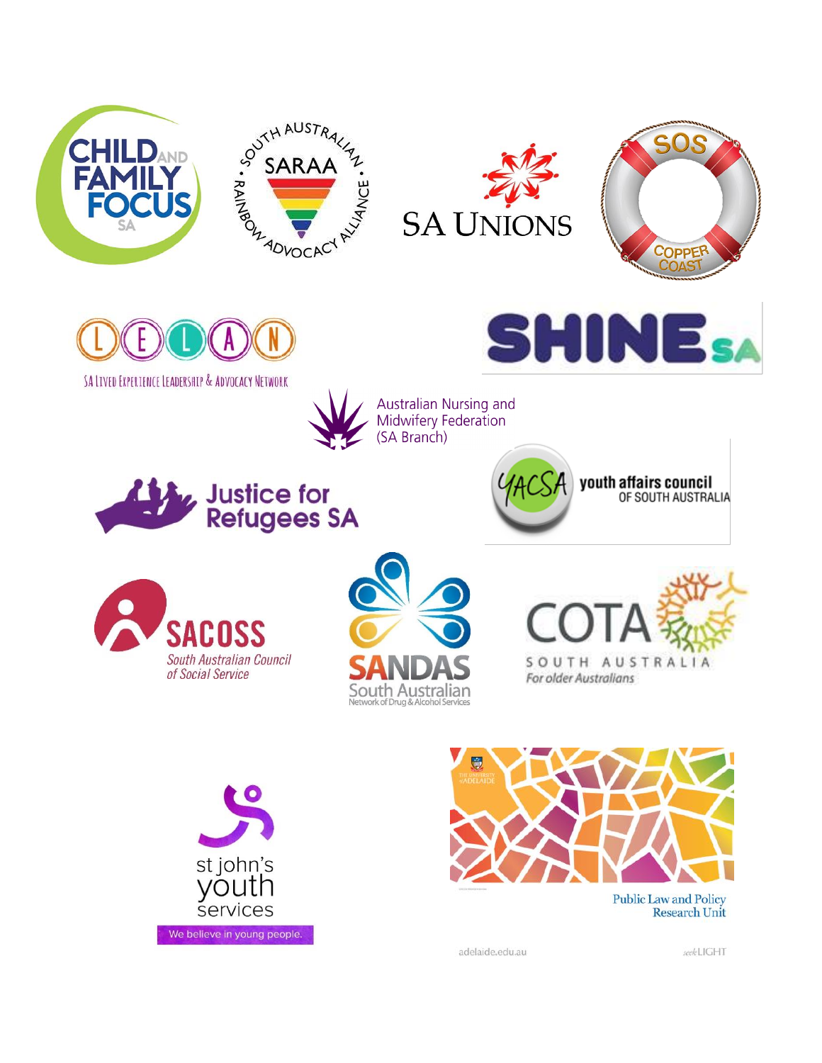CHILD AND FAMILY FOCUS SA

SOUTH AUSTRALIAN RAINBOW ADVOCACY ALLIANCE
SARAA

SA UNIONS

SOS
COPPER COAST

LELAN
SA LIVED EXPERIENCE LEADERSHIP & ADVOCACY NETWORK

SHINE SA

Australian Nursing and Midwifery Federation (SA Branch)

Justice for Refugees SA

YACSA youth affairs council OF SOUTH AUSTRALIA

SACOSS
South Australian Council of Social Service

SANDAS
South Australian Network of Drug & Alcohol Services

COTA
SOUTH AUSTRALIA
For older Australians

st john's youth services
We believe in young people.

THE UNIVERSITY of ADELAIDE

Public Law and Policy Research Unit

adelaide.edu.au

seek LIGHT